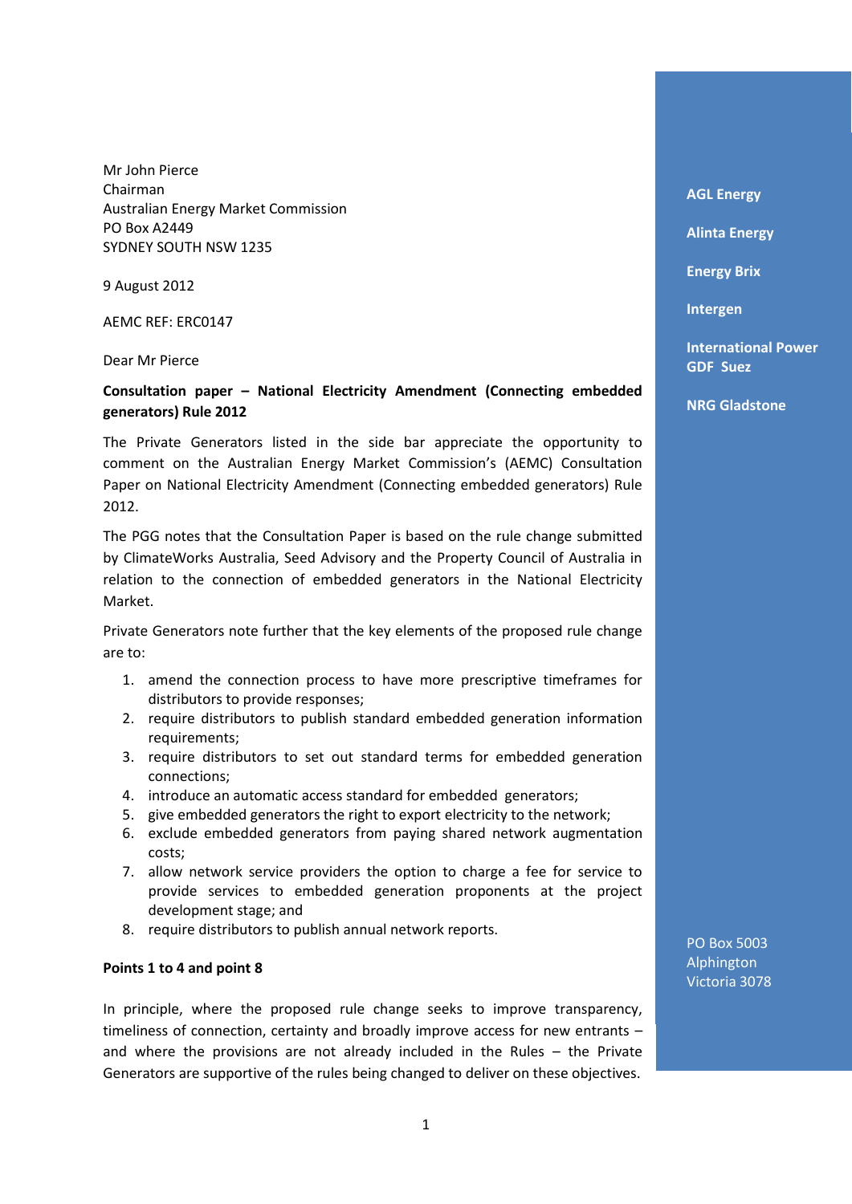Mr John Pierce
Chairman
Australian Energy Market Commission
PO Box A2449
SYDNEY SOUTH NSW 1235

9 August 2012

AEMC REF: ERC0147

Dear Mr Pierce

**Consultation paper – National Electricity Amendment (Connecting embedded generators) Rule 2012**

The Private Generators listed in the side bar appreciate the opportunity to comment on the Australian Energy Market Commission's (AEMC) Consultation Paper on National Electricity Amendment (Connecting embedded generators) Rule 2012.

The PGG notes that the Consultation Paper is based on the rule change submitted by ClimateWorks Australia, Seed Advisory and the Property Council of Australia in relation to the connection of embedded generators in the National Electricity Market.

Private Generators note further that the key elements of the proposed rule change are to:

1. amend the connection process to have more prescriptive timeframes for distributors to provide responses;
2. require distributors to publish standard embedded generation information requirements;
3. require distributors to set out standard terms for embedded generation connections;
4. introduce an automatic access standard for embedded generators;
5. give embedded generators the right to export electricity to the network;
6. exclude embedded generators from paying shared network augmentation costs;
7. allow network service providers the option to charge a fee for service to provide services to embedded generation proponents at the project development stage; and
8. require distributors to publish annual network reports.

**Points 1 to 4 and point 8**

In principle, where the proposed rule change seeks to improve transparency, timeliness of connection, certainty and broadly improve access for new entrants – and where the provisions are not already included in the Rules – the Private Generators are supportive of the rules being changed to deliver on these objectives.

**AGL Energy**

**Alinta Energy**

**Energy Brix**

**Intergen**

**International Power GDF Suez**

**NRG Gladstone**

PO Box 5003
Alphington
Victoria 3078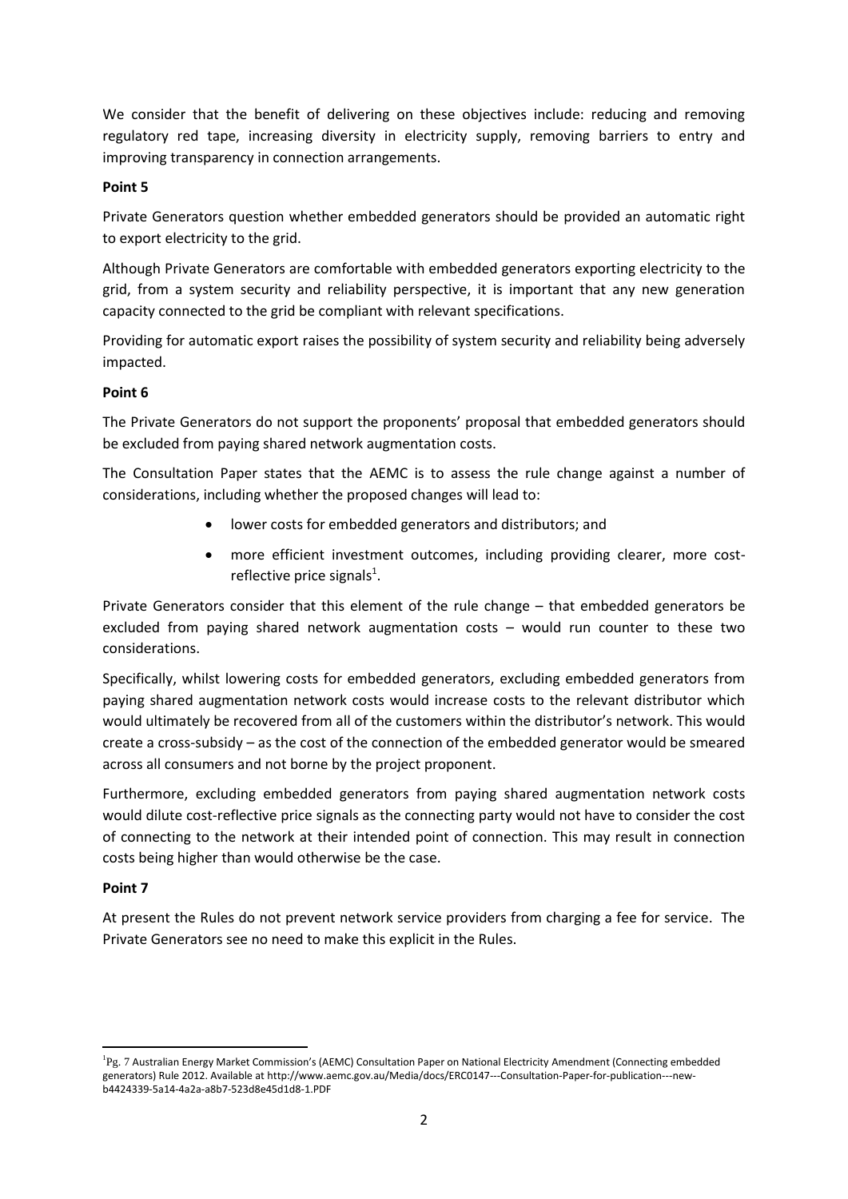We consider that the benefit of delivering on these objectives include: reducing and removing regulatory red tape, increasing diversity in electricity supply, removing barriers to entry and improving transparency in connection arrangements.

**Point 5**

Private Generators question whether embedded generators should be provided an automatic right to export electricity to the grid.

Although Private Generators are comfortable with embedded generators exporting electricity to the grid, from a system security and reliability perspective, it is important that any new generation capacity connected to the grid be compliant with relevant specifications.

Providing for automatic export raises the possibility of system security and reliability being adversely impacted.

**Point 6**

The Private Generators do not support the proponents' proposal that embedded generators should be excluded from paying shared network augmentation costs.

The Consultation Paper states that the AEMC is to assess the rule change against a number of considerations, including whether the proposed changes will lead to:

- lower costs for embedded generators and distributors; and
- more efficient investment outcomes, including providing clearer, more cost-reflective price signals[1].

Private Generators consider that this element of the rule change – that embedded generators be excluded from paying shared network augmentation costs – would run counter to these two considerations.

Specifically, whilst lowering costs for embedded generators, excluding embedded generators from paying shared augmentation network costs would increase costs to the relevant distributor which would ultimately be recovered from all of the customers within the distributor's network. This would create a cross-subsidy – as the cost of the connection of the embedded generator would be smeared across all consumers and not borne by the project proponent.

Furthermore, excluding embedded generators from paying shared augmentation network costs would dilute cost-reflective price signals as the connecting party would not have to consider the cost of connecting to the network at their intended point of connection. This may result in connection costs being higher than would otherwise be the case.

**Point 7**

At present the Rules do not prevent network service providers from charging a fee for service. The Private Generators see no need to make this explicit in the Rules.

---

[1] Pg. 7 Australian Energy Market Commission's (AEMC) Consultation Paper on National Electricity Amendment (Connecting embedded generators) Rule 2012. Available at http://www.aemc.gov.au/Media/docs/ERC0147---Consultation-Paper-for-publication---new-b4424339-5a14-4a2a-a8b7-523d8e45d1d8-1.PDF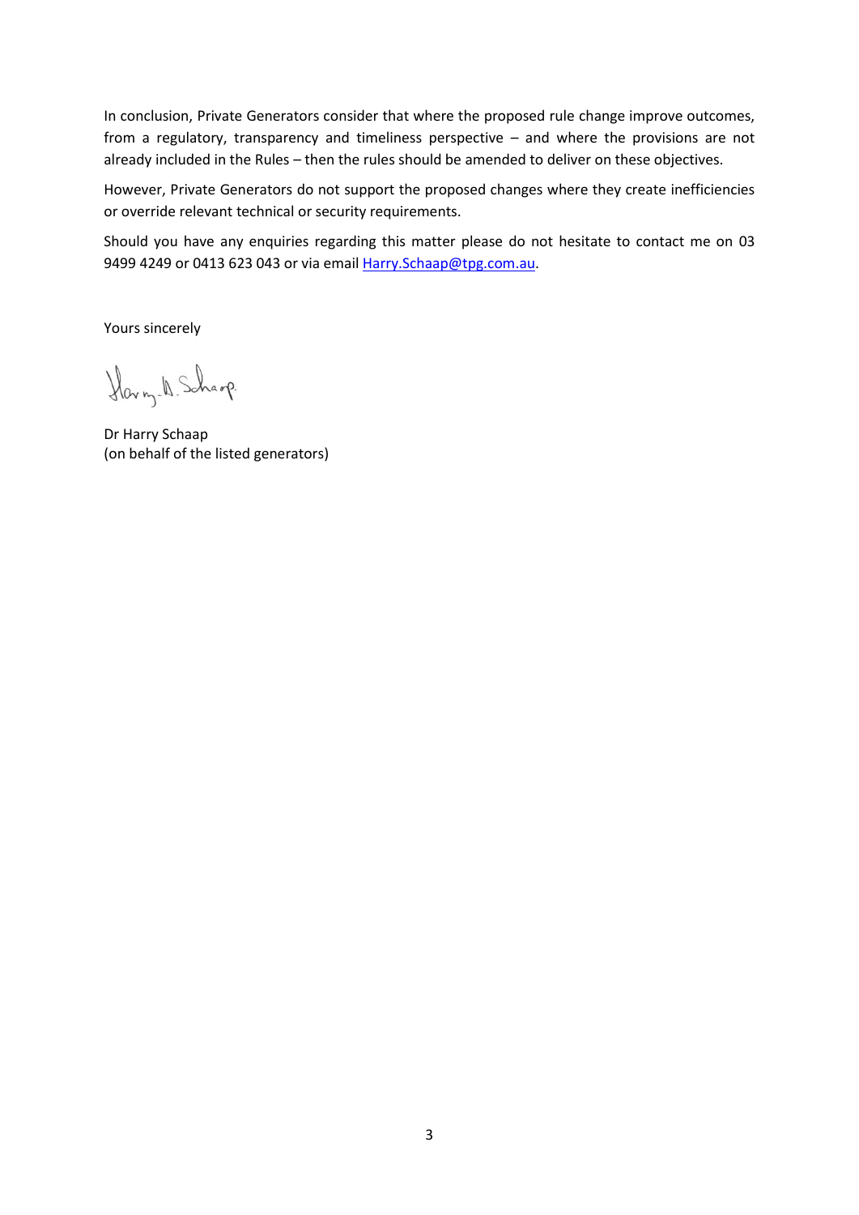In conclusion, Private Generators consider that where the proposed rule change improve outcomes, from a regulatory, transparency and timeliness perspective – and where the provisions are not already included in the Rules – then the rules should be amended to deliver on these objectives.

However, Private Generators do not support the proposed changes where they create inefficiencies or override relevant technical or security requirements.

Should you have any enquiries regarding this matter please do not hesitate to contact me on 03 9499 4249 or 0413 623 043 or via email Harry.Schaap@tpg.com.au.

Yours sincerely

Dr Harry Schaap
(on behalf of the listed generators)